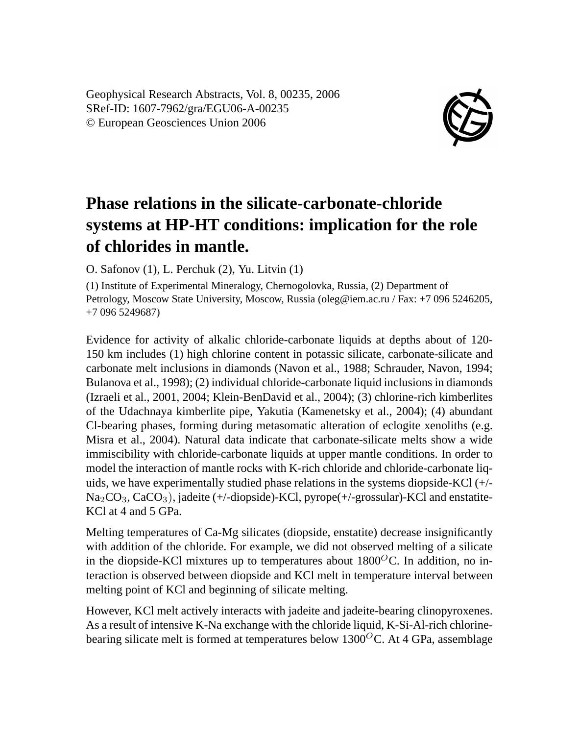Geophysical Research Abstracts, Vol. 8, 00235, 2006
SRef-ID: 1607-7962/gra/EGU06-A-00235
© European Geosciences Union 2006

# Phase relations in the silicate-carbonate-chloride systems at HP-HT conditions: implication for the role of chlorides in mantle.

O. Safonov (1), L. Perchuk (2), Yu. Litvin (1)

(1) Institute of Experimental Mineralogy, Chernogolovka, Russia, (2) Department of Petrology, Moscow State University, Moscow, Russia (oleg@iem.ac.ru / Fax: +7 096 5246205, +7 096 5249687)

Evidence for activity of alkalic chloride-carbonate liquids at depths about of 120-150 km includes (1) high chlorine content in potassic silicate, carbonate-silicate and carbonate melt inclusions in diamonds (Navon et al., 1988; Schrauder, Navon, 1994; Bulanova et al., 1998); (2) individual chloride-carbonate liquid inclusions in diamonds (Izraeli et al., 2001, 2004; Klein-BenDavid et al., 2004); (3) chlorine-rich kimberlites of the Udachnaya kimberlite pipe, Yakutia (Kamenetsky et al., 2004); (4) abundant Cl-bearing phases, forming during metasomatic alteration of eclogite xenoliths (e.g. Misra et al., 2004). Natural data indicate that carbonate-silicate melts show a wide immiscibility with chloride-carbonate liquids at upper mantle conditions. In order to model the interaction of mantle rocks with K-rich chloride and chloride-carbonate liquids, we have experimentally studied phase relations in the systems diopside-KCl (+/- $Na_2CO_3$, $CaCO_3$), jadeite (+/-diopside)-KCl, pyrope(+/-grossular)-KCl and enstatite-KCl at 4 and 5 GPa.

Melting temperatures of Ca-Mg silicates (diopside, enstatite) decrease insignificantly with addition of the chloride. For example, we did not observed melting of a silicate in the diopside-KCl mixtures up to temperatures about $1800^{O}$C. In addition, no interaction is observed between diopside and KCl melt in temperature interval between melting point of KCl and beginning of silicate melting.

However, KCl melt actively interacts with jadeite and jadeite-bearing clinopyroxenes. As a result of intensive K-Na exchange with the chloride liquid, K-Si-Al-rich chlorine-bearing silicate melt is formed at temperatures below $1300^{O}$C. At 4 GPa, assemblage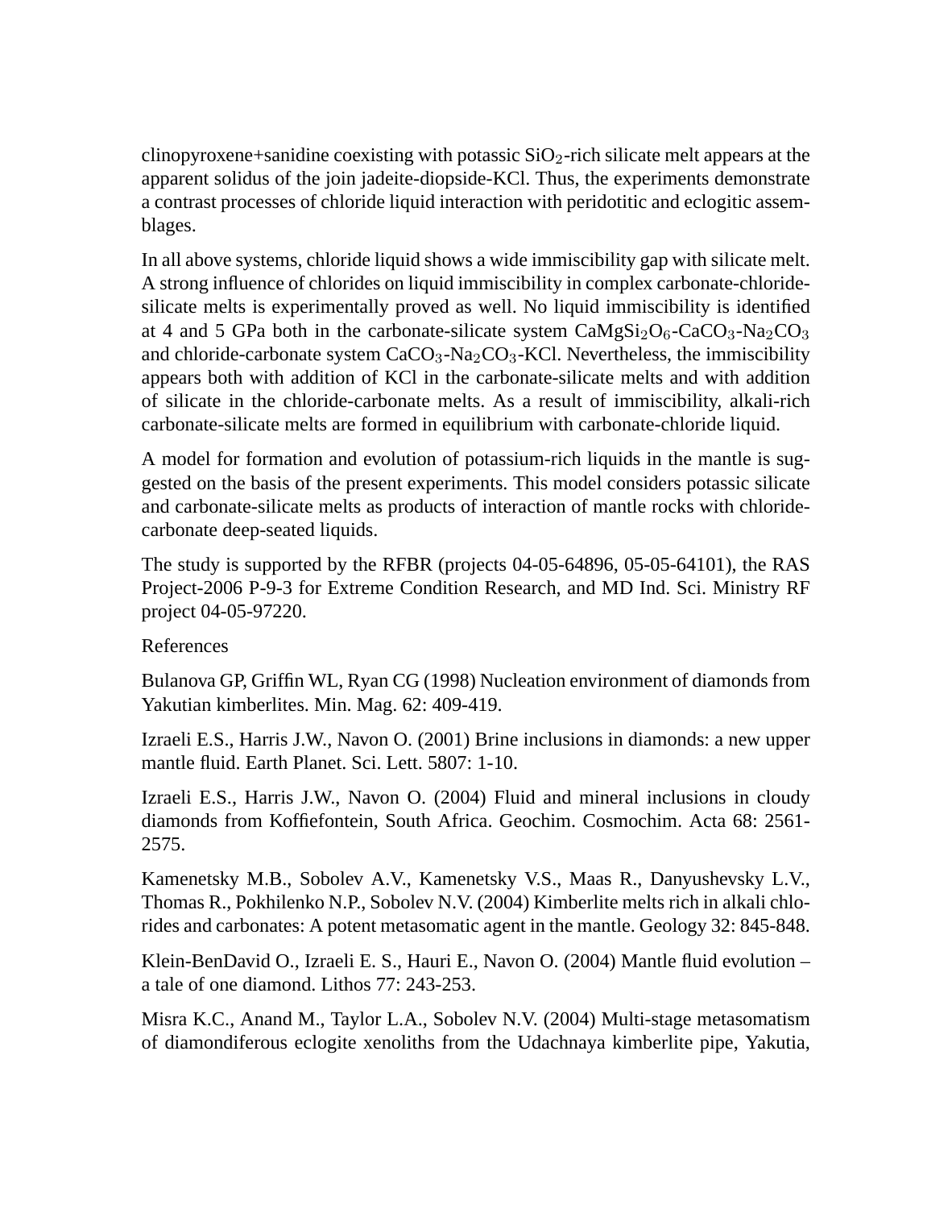clinopyroxene+sanidine coexisting with potassic $SiO_2$-rich silicate melt appears at the apparent solidus of the join jadeite-diopside-KCl. Thus, the experiments demonstrate a contrast processes of chloride liquid interaction with peridotitic and eclogitic assemblages.

In all above systems, chloride liquid shows a wide immiscibility gap with silicate melt. A strong influence of chlorides on liquid immiscibility in complex carbonate-chloride-silicate melts is experimentally proved as well. No liquid immiscibility is identified at 4 and 5 GPa both in the carbonate-silicate system $CaMgSi_2O_6$-$CaCO_3$-$Na_2CO_3$ and chloride-carbonate system $CaCO_3$-$Na_2CO_3$-KCl. Nevertheless, the immiscibility appears both with addition of KCl in the carbonate-silicate melts and with addition of silicate in the chloride-carbonate melts. As a result of immiscibility, alkali-rich carbonate-silicate melts are formed in equilibrium with carbonate-chloride liquid.

A model for formation and evolution of potassium-rich liquids in the mantle is suggested on the basis of the present experiments. This model considers potassic silicate and carbonate-silicate melts as products of interaction of mantle rocks with chloride-carbonate deep-seated liquids.

The study is supported by the RFBR (projects 04-05-64896, 05-05-64101), the RAS Project-2006 P-9-3 for Extreme Condition Research, and MD Ind. Sci. Ministry RF project 04-05-97220.

References

Bulanova GP, Griffin WL, Ryan CG (1998) Nucleation environment of diamonds from Yakutian kimberlites. Min. Mag. 62: 409-419.

Izraeli E.S., Harris J.W., Navon O. (2001) Brine inclusions in diamonds: a new upper mantle fluid. Earth Planet. Sci. Lett. 5807: 1-10.

Izraeli E.S., Harris J.W., Navon O. (2004) Fluid and mineral inclusions in cloudy diamonds from Koffiefontein, South Africa. Geochim. Cosmochim. Acta 68: 2561-2575.

Kamenetsky M.B., Sobolev A.V., Kamenetsky V.S., Maas R., Danyushevsky L.V., Thomas R., Pokhilenko N.P., Sobolev N.V. (2004) Kimberlite melts rich in alkali chlorides and carbonates: A potent metasomatic agent in the mantle. Geology 32: 845-848.

Klein-BenDavid O., Izraeli E. S., Hauri E., Navon O. (2004) Mantle fluid evolution – a tale of one diamond. Lithos 77: 243-253.

Misra K.C., Anand M., Taylor L.A., Sobolev N.V. (2004) Multi-stage metasomatism of diamondiferous eclogite xenoliths from the Udachnaya kimberlite pipe, Yakutia,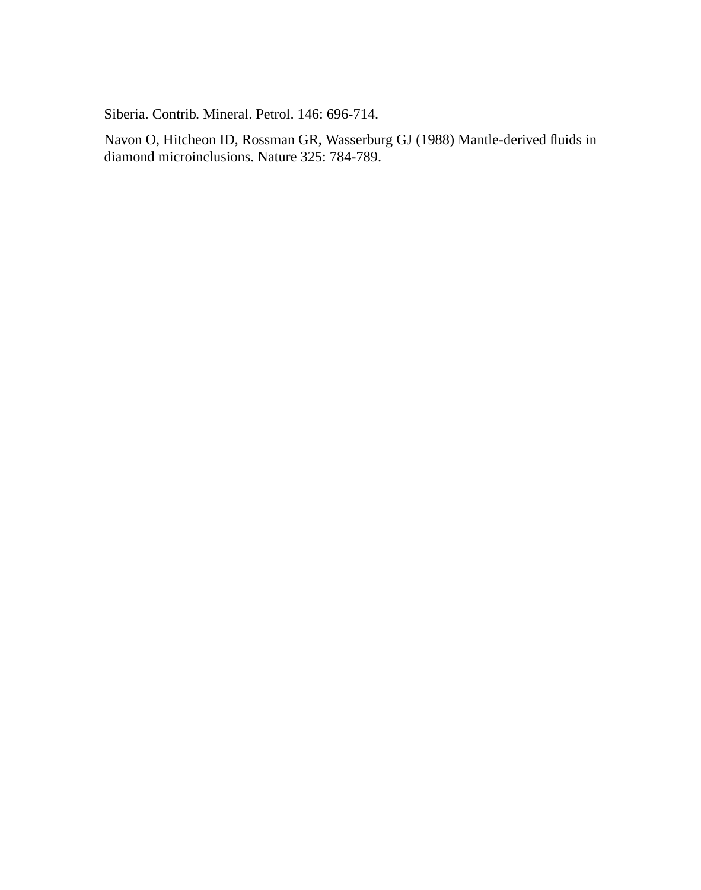Siberia. Contrib. Mineral. Petrol. 146: 696-714.

Navon O, Hitcheon ID, Rossman GR, Wasserburg GJ (1988) Mantle-derived fluids in diamond microinclusions. Nature 325: 784-789.